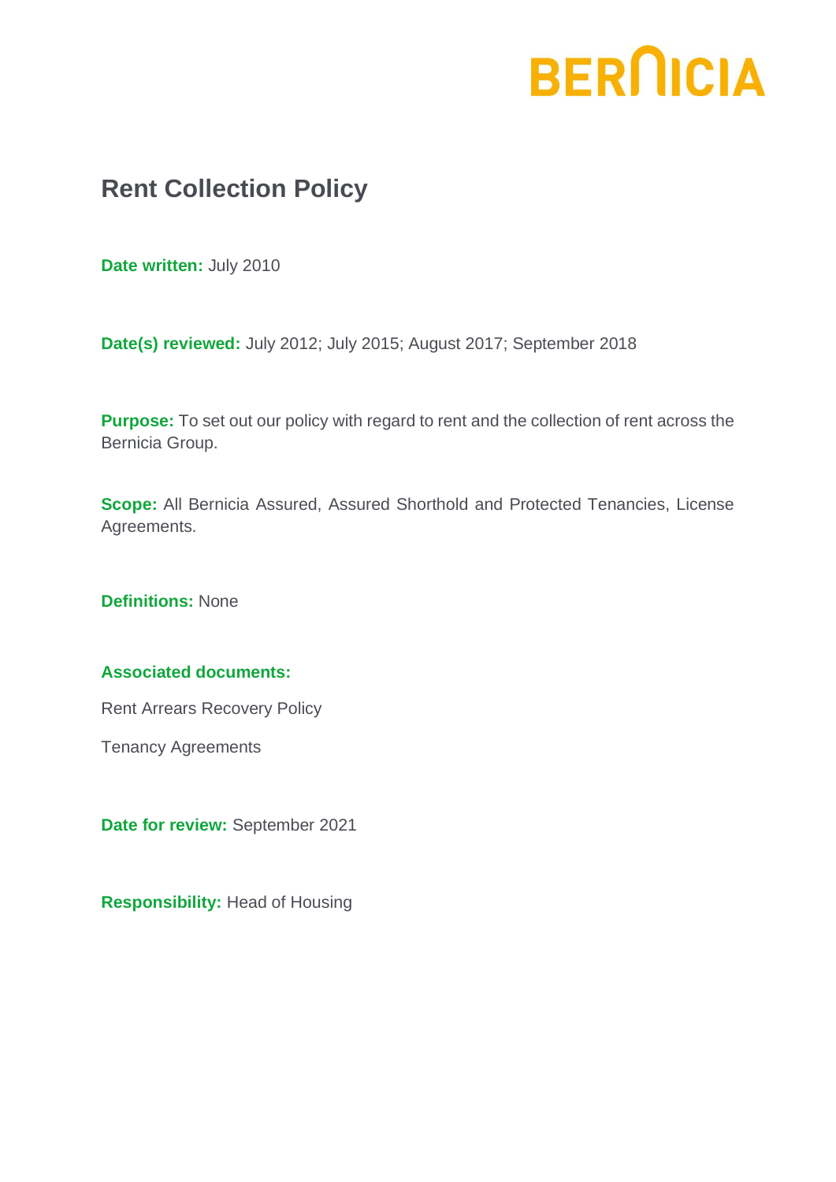BERNICIA

# Rent Collection Policy

**Date written:** July 2010

**Date(s) reviewed:** July 2012; July 2015; August 2017; September 2018

**Purpose:** To set out our policy with regard to rent and the collection of rent across the Bernicia Group.

**Scope:** All Bernicia Assured, Assured Shorthold and Protected Tenancies, License Agreements.

**Definitions:** None

**Associated documents:**

Rent Arrears Recovery Policy

Tenancy Agreements

**Date for review:** September 2021

**Responsibility:** Head of Housing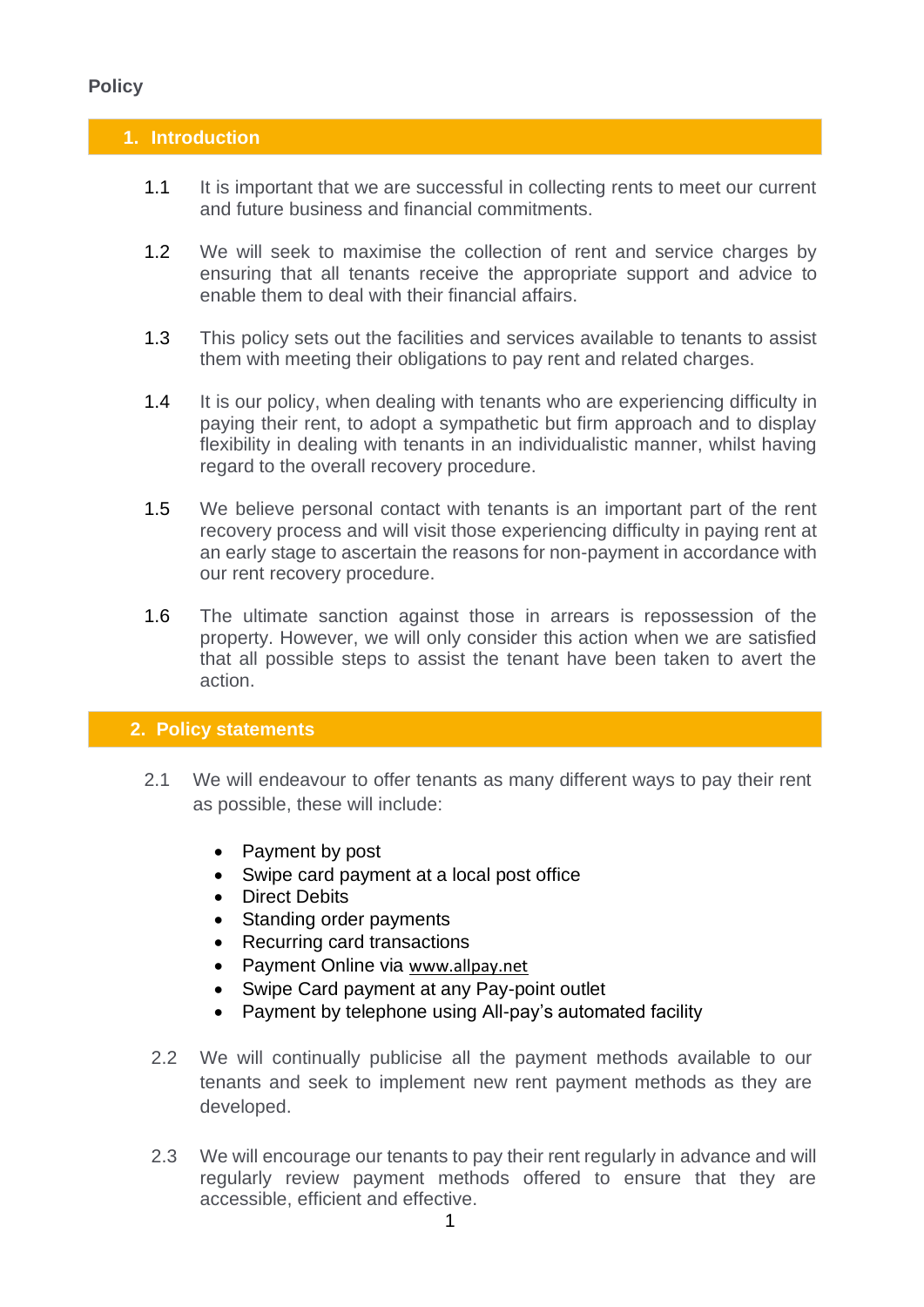**Policy**

## 1. Introduction

1.1 It is important that we are successful in collecting rents to meet our current and future business and financial commitments.

1.2 We will seek to maximise the collection of rent and service charges by ensuring that all tenants receive the appropriate support and advice to enable them to deal with their financial affairs.

1.3 This policy sets out the facilities and services available to tenants to assist them with meeting their obligations to pay rent and related charges.

1.4 It is our policy, when dealing with tenants who are experiencing difficulty in paying their rent, to adopt a sympathetic but firm approach and to display flexibility in dealing with tenants in an individualistic manner, whilst having regard to the overall recovery procedure.

1.5 We believe personal contact with tenants is an important part of the rent recovery process and will visit those experiencing difficulty in paying rent at an early stage to ascertain the reasons for non-payment in accordance with our rent recovery procedure.

1.6 The ultimate sanction against those in arrears is repossession of the property. However, we will only consider this action when we are satisfied that all possible steps to assist the tenant have been taken to avert the action.

## 2. Policy statements

2.1 We will endeavour to offer tenants as many different ways to pay their rent as possible, these will include:

- Payment by post
- Swipe card payment at a local post office
- Direct Debits
- Standing order payments
- Recurring card transactions
- Payment Online via www.allpay.net
- Swipe Card payment at any Pay-point outlet
- Payment by telephone using All-pay's automated facility

2.2 We will continually publicise all the payment methods available to our tenants and seek to implement new rent payment methods as they are developed.

2.3 We will encourage our tenants to pay their rent regularly in advance and will regularly review payment methods offered to ensure that they are accessible, efficient and effective.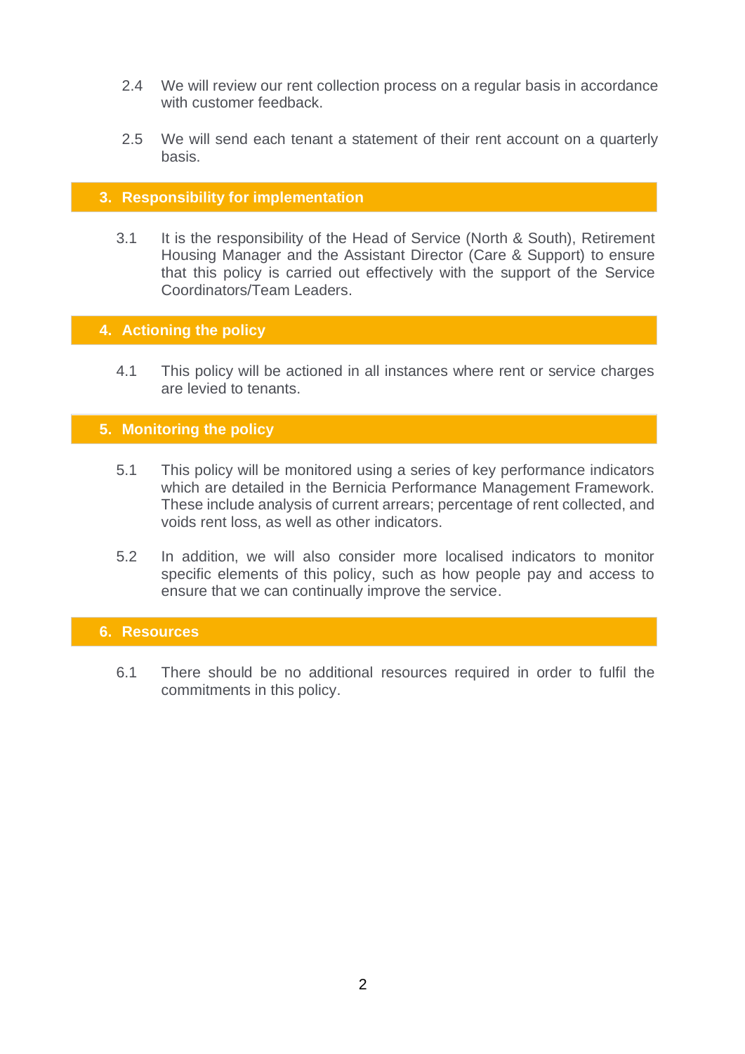2.4 We will review our rent collection process on a regular basis in accordance with customer feedback.

2.5 We will send each tenant a statement of their rent account on a quarterly basis.

## 3. Responsibility for implementation

3.1 It is the responsibility of the Head of Service (North & South), Retirement Housing Manager and the Assistant Director (Care & Support) to ensure that this policy is carried out effectively with the support of the Service Coordinators/Team Leaders.

## 4. Actioning the policy

4.1 This policy will be actioned in all instances where rent or service charges are levied to tenants.

## 5. Monitoring the policy

5.1 This policy will be monitored using a series of key performance indicators which are detailed in the Bernicia Performance Management Framework. These include analysis of current arrears; percentage of rent collected, and voids rent loss, as well as other indicators.

5.2 In addition, we will also consider more localised indicators to monitor specific elements of this policy, such as how people pay and access to ensure that we can continually improve the service.

## 6. Resources

6.1 There should be no additional resources required in order to fulfil the commitments in this policy.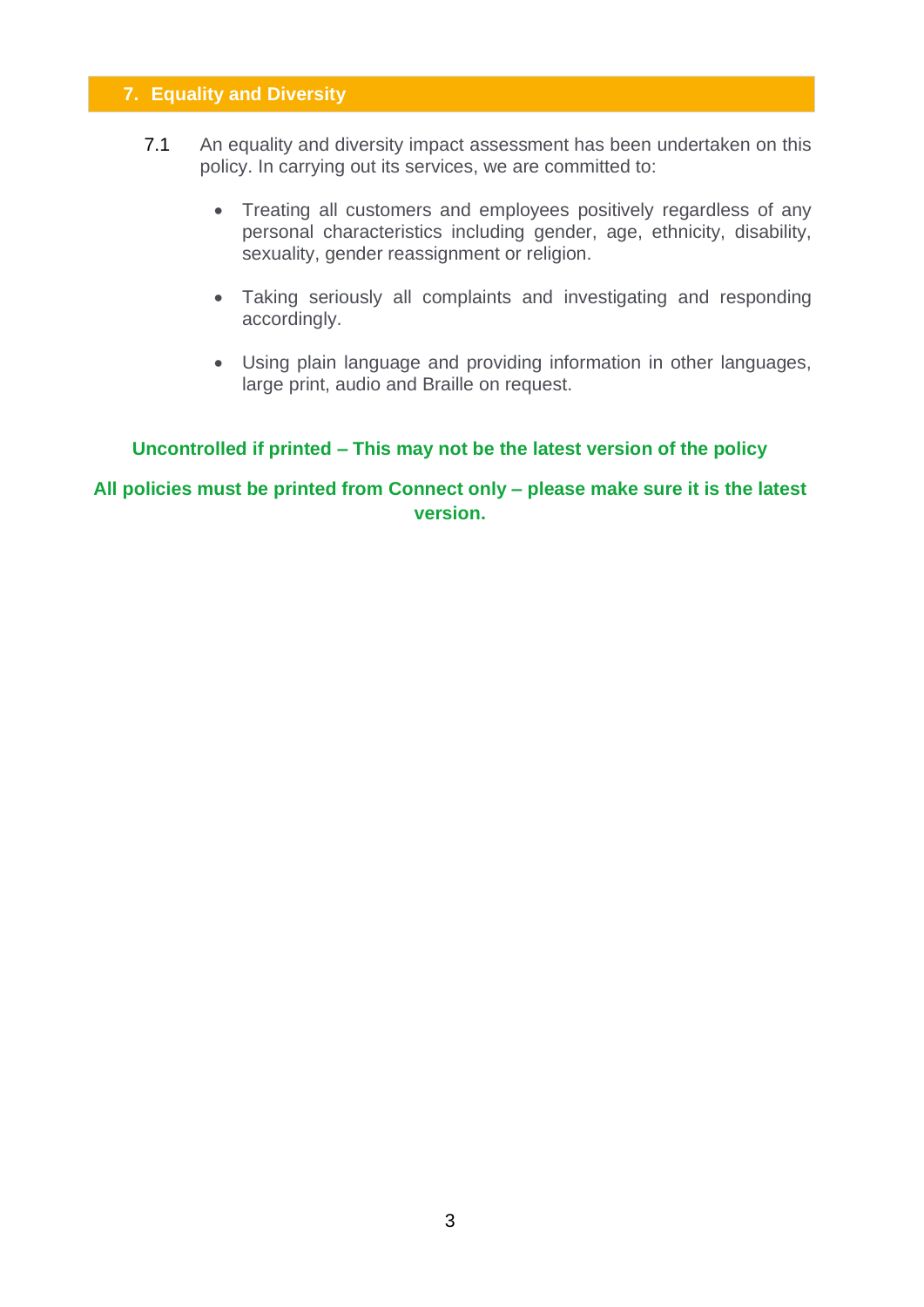## 7. Equality and Diversity

7.1 An equality and diversity impact assessment has been undertaken on this policy. In carrying out its services, we are committed to:

- Treating all customers and employees positively regardless of any personal characteristics including gender, age, ethnicity, disability, sexuality, gender reassignment or religion.
- Taking seriously all complaints and investigating and responding accordingly.
- Using plain language and providing information in other languages, large print, audio and Braille on request.

**Uncontrolled if printed – This may not be the latest version of the policy**

**All policies must be printed from Connect only – please make sure it is the latest version.**